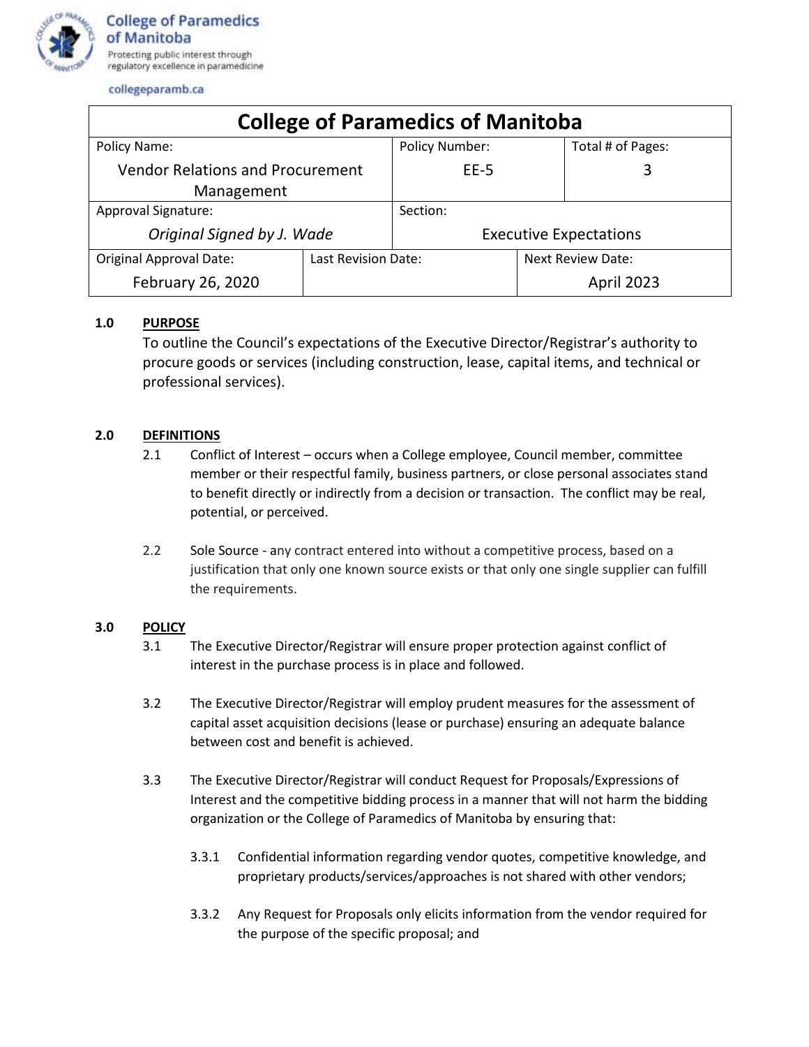College of Paramedics of Manitoba
Protecting public interest through regulatory excellence in paramedicine

collegeparamb.ca

| College of Paramedics of Manitoba | | | |
|---|---|---|---|
| Policy Name: Vendor Relations and Procurement Management | | Policy Number: EE-5 | Total # of Pages: 3 |
| Approval Signature: *Original Signed by J. Wade* | | Section: Executive Expectations | |
| Original Approval Date: February 26, 2020 | Last Revision Date: | | Next Review Date: April 2023 |

**1.0 PURPOSE**

To outline the Council's expectations of the Executive Director/Registrar's authority to procure goods or services (including construction, lease, capital items, and technical or professional services).

**2.0 DEFINITIONS**

2.1 Conflict of Interest – occurs when a College employee, Council member, committee member or their respectful family, business partners, or close personal associates stand to benefit directly or indirectly from a decision or transaction. The conflict may be real, potential, or perceived.

2.2 Sole Source - any contract entered into without a competitive process, based on a justification that only one known source exists or that only one single supplier can fulfill the requirements.

**3.0 POLICY**

3.1 The Executive Director/Registrar will ensure proper protection against conflict of interest in the purchase process is in place and followed.

3.2 The Executive Director/Registrar will employ prudent measures for the assessment of capital asset acquisition decisions (lease or purchase) ensuring an adequate balance between cost and benefit is achieved.

3.3 The Executive Director/Registrar will conduct Request for Proposals/Expressions of Interest and the competitive bidding process in a manner that will not harm the bidding organization or the College of Paramedics of Manitoba by ensuring that:

3.3.1 Confidential information regarding vendor quotes, competitive knowledge, and proprietary products/services/approaches is not shared with other vendors;

3.3.2 Any Request for Proposals only elicits information from the vendor required for the purpose of the specific proposal; and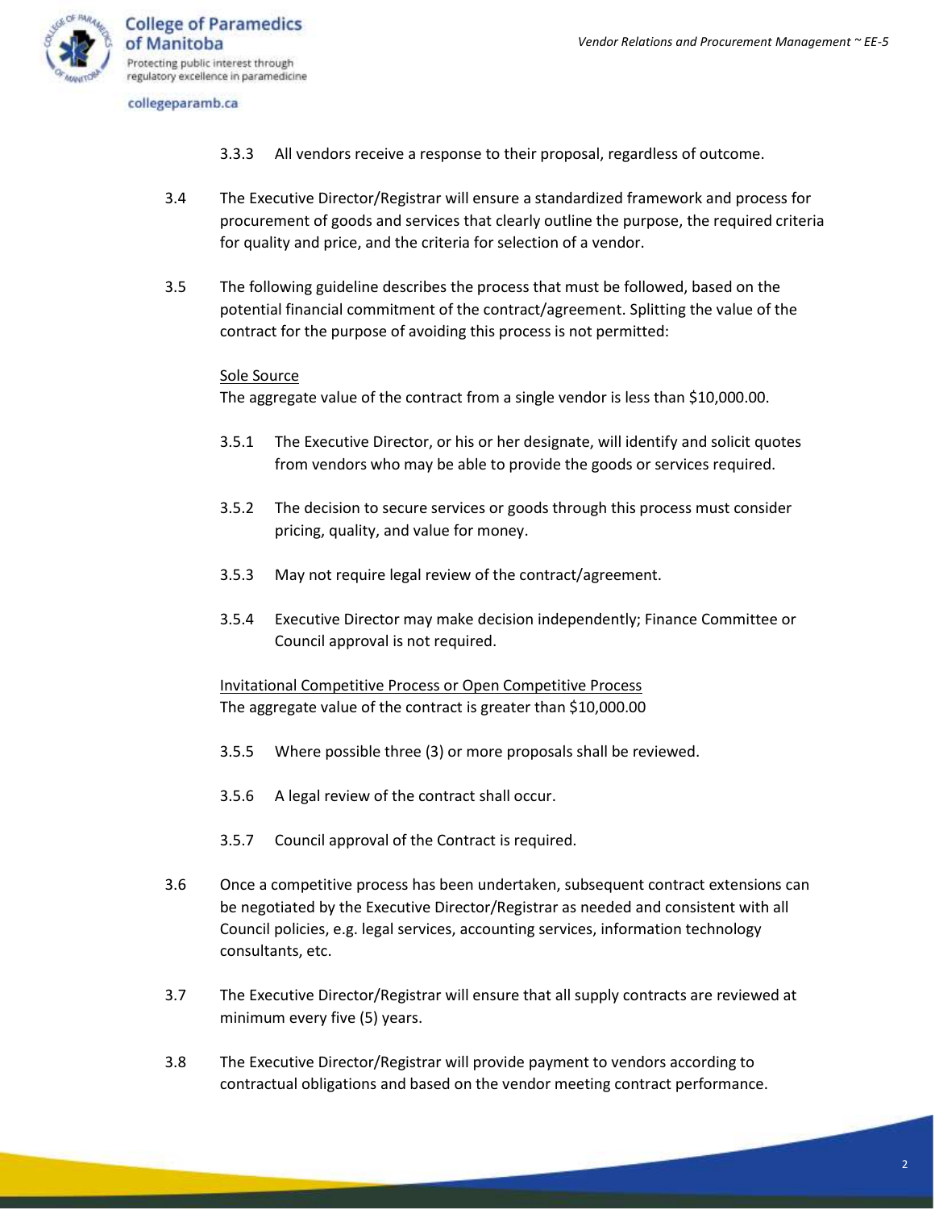3.3.3 All vendors receive a response to their proposal, regardless of outcome.

3.4 The Executive Director/Registrar will ensure a standardized framework and process for procurement of goods and services that clearly outline the purpose, the required criteria for quality and price, and the criteria for selection of a vendor.

3.5 The following guideline describes the process that must be followed, based on the potential financial commitment of the contract/agreement. Splitting the value of the contract for the purpose of avoiding this process is not permitted:

<u>Sole Source</u>
The aggregate value of the contract from a single vendor is less than $10,000.00.

3.5.1 The Executive Director, or his or her designate, will identify and solicit quotes from vendors who may be able to provide the goods or services required.

3.5.2 The decision to secure services or goods through this process must consider pricing, quality, and value for money.

3.5.3 May not require legal review of the contract/agreement.

3.5.4 Executive Director may make decision independently; Finance Committee or Council approval is not required.

<u>Invitational Competitive Process or Open Competitive Process</u>
The aggregate value of the contract is greater than $10,000.00

3.5.5 Where possible three (3) or more proposals shall be reviewed.

3.5.6 A legal review of the contract shall occur.

3.5.7 Council approval of the Contract is required.

3.6 Once a competitive process has been undertaken, subsequent contract extensions can be negotiated by the Executive Director/Registrar as needed and consistent with all Council policies, e.g. legal services, accounting services, information technology consultants, etc.

3.7 The Executive Director/Registrar will ensure that all supply contracts are reviewed at minimum every five (5) years.

3.8 The Executive Director/Registrar will provide payment to vendors according to contractual obligations and based on the vendor meeting contract performance.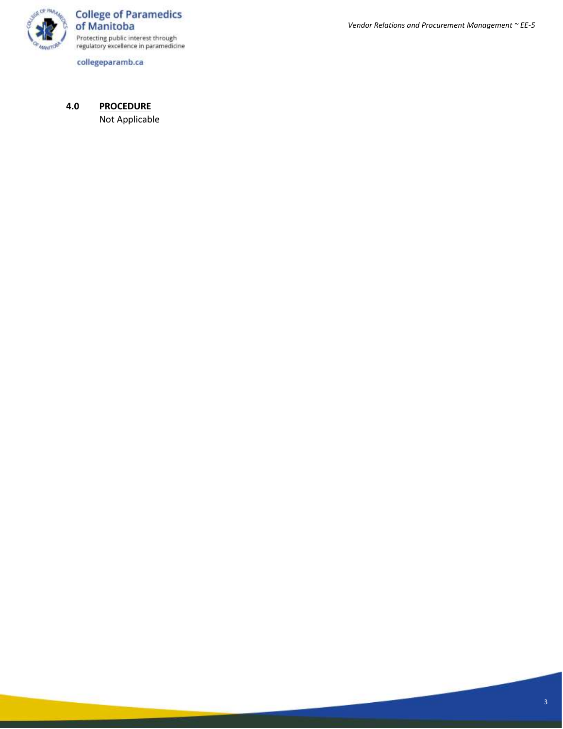## 4.0 PROCEDURE

Not Applicable